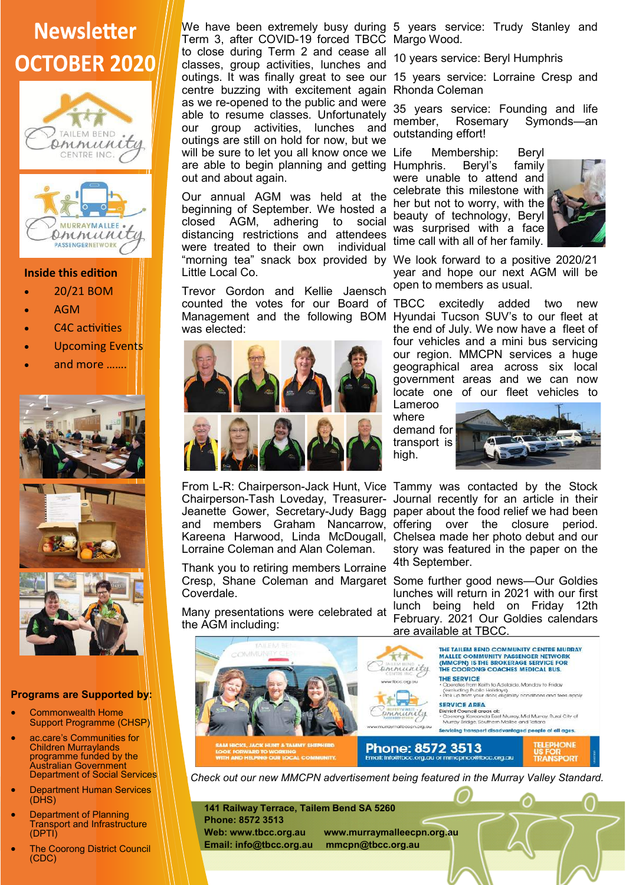# Newsletter OCTOBER 2020

**Inside this edition**

- 20/21 BOM
- AGM
- C4C activities
- Upcoming Events
- and more …….

**Programs are Supported by:**

- Commonwealth Home Support Programme (CHSP)
- ac.care's Communities for Children Murraylands programme funded by the Australian Government Department of Social Services
- Department Human Services (DHS)
- Department of Planning Transport and Infrastructure (DPTI)
- The Coorong District Council (CDC)

We have been extremely busy during Term 3, after COVID-19 forced TBCC to close during Term 2 and cease all classes, group activities, lunches and outings. It was finally great to see our centre buzzing with excitement again as we re-opened to the public and were able to resume classes. Unfortunately our group activities, lunches and outings are still on hold for now, but we will be sure to let you all know once we are able to begin planning and getting out and about again.

Our annual AGM was held at the beginning of September. We hosted a closed AGM, adhering to social distancing restrictions and attendees were treated to their own individual "morning tea" snack box provided by Little Local Co.

Trevor Gordon and Kellie Jaensch counted the votes for our Board of Management and the following BOM was elected:

From L-R: Chairperson-Jack Hunt, Vice Chairperson-Tash Loveday, Treasurer-Jeanette Gower, Secretary-Judy Bagg and members Graham Nancarrow, Kareena Harwood, Linda McDougall, Lorraine Coleman and Alan Coleman.

Thank you to retiring members Lorraine Cresp, Shane Coleman and Margaret Coverdale.

Many presentations were celebrated at the AGM including:

5 years service: Trudy Stanley and Margo Wood.

10 years service: Beryl Humphris

15 years service: Lorraine Cresp and Rhonda Coleman

35 years service: Founding and life member, Rosemary Symonds—an outstanding effort!

Life Membership: Beryl Humphris. Beryl's family were unable to attend and celebrate this milestone with her but not to worry, with the beauty of technology, Beryl was surprised with a face time call with all of her family.

We look forward to a positive 2020/21 year and hope our next AGM will be open to members as usual.

TBCC excitedly added two new Hyundai Tucson SUV's to our fleet at the end of July. We now have a fleet of four vehicles and a mini bus servicing our region. MMCPN services a huge geographical area across six local government areas and we can now locate one of our fleet vehicles to Lameroo where demand for transport is high.

Tammy was contacted by the Stock Journal recently for an article in their paper about the food relief we had been offering over the closure period. Chelsea made her photo debut and our story was featured in the paper on the 4th September.

Some further good news—Our Goldies lunches will return in 2021 with our first lunch being held on Friday 12th February. 2021 Our Goldies calendars are available at TBCC.

*Check out our new MMCPN advertisement being featured in the Murray Valley Standard.*

**141 Railway Terrace, Tailem Bend SA 5260**
**Phone: 8572 3513**
**Web: www.tbcc.org.au    www.murraymalleecpn.org.au**
**Email: info@tbcc.org.au    mmcpn@tbcc.org.au**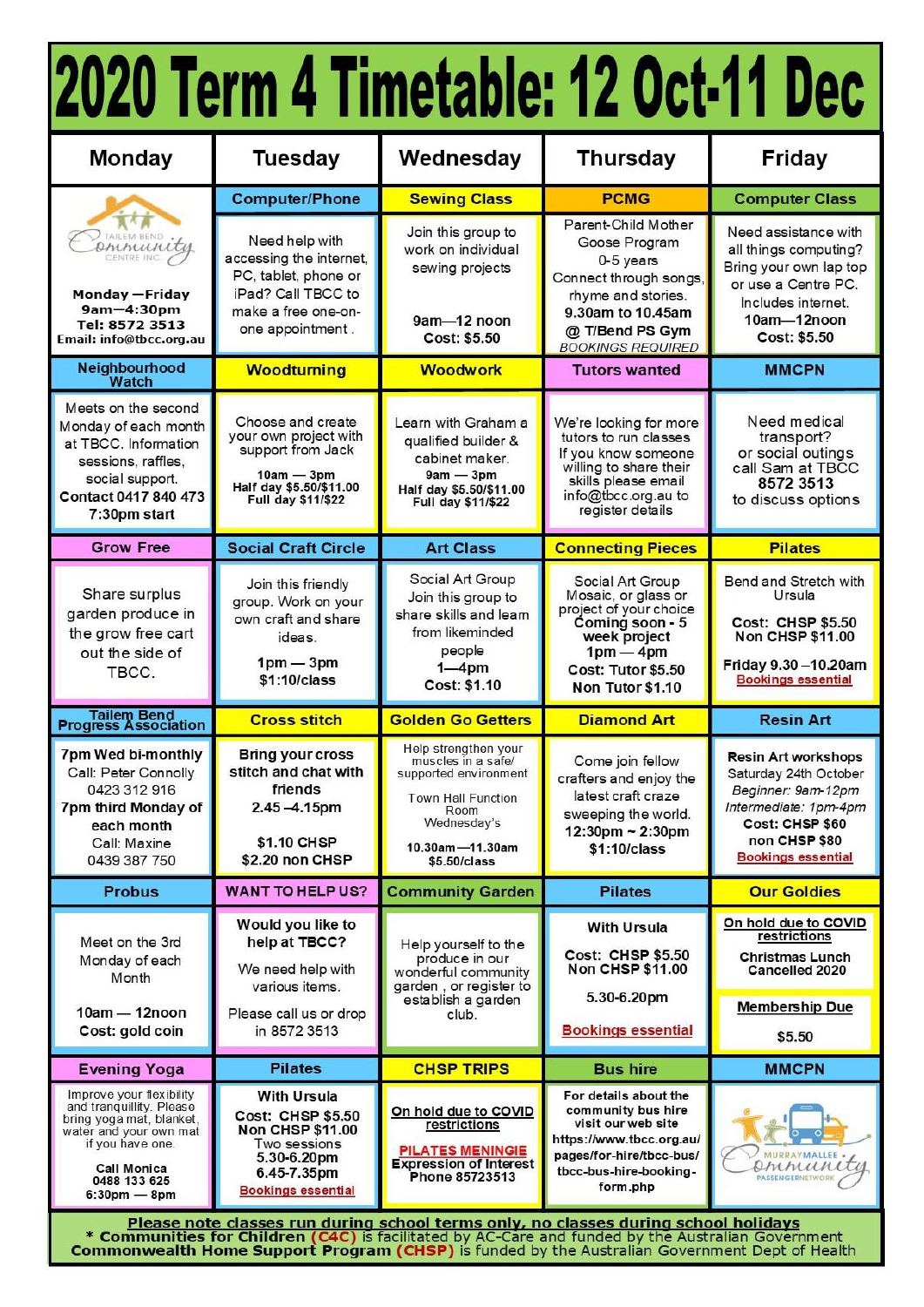# 2020 Term 4 Timetable: 12 Oct-11 Dec

| Monday | Tuesday | Wednesday | Thursday | Friday |
|---|---|---|---|---|
| Tailem Bend Community Centre Inc. **Monday —Friday 9am—4:30pm Tel: 8572 3513 Email: info@tbcc.org.au** | **Computer/Phone** Need help with accessing the internet, PC, tablet, phone or iPad? Call TBCC to make a free one-on-one appointment . | **Sewing Class** Join this group to work on individual sewing projects 9am—12 noon **Cost: $5.50** | **PCMG** Parent-Child Mother Goose Program 0-5 years Connect through songs, rhyme and stories. **9.30am to 10.45am @ T/Bend PS Gym** *BOOKINGS REQUIRED* | **Computer Class** Need assistance with all things computing? Bring your own lap top or use a Centre PC. Includes internet. **10am—12noon Cost: $5.50** |
| **Neighbourhood Watch** Meets on the second Monday of each month at TBCC. Information sessions, raffles, social support. **Contact 0417 840 473 7:30pm start** | **Woodturning** Choose and create your own project with support from Jack **10am — 3pm Half day $5.50/$11.00 Full day $11/$22** | **Woodwork** Learn with Graham a qualified builder & cabinet maker. **9am — 3pm Half day $5.50/$11.00 Full day $11/$22** | **Tutors wanted** We're looking for more tutors to run classes If you know someone willing to share their skills please email info@tbcc.org.au to register details | **MMCPN** Need medical transport? or social outings call Sam at TBCC **8572 3513** to discuss options |
| **Grow Free** Share surplus garden produce in the grow free cart out the side of TBCC. | **Social Craft Circle** Join this friendly group. Work on your own craft and share ideas. **1pm — 3pm $1:10/class** | **Art Class** Social Art Group Join this group to share skills and learn from likeminded people **1—4pm Cost: $1.10** | **Connecting Pieces** Social Art Group Mosaic, or glass or project of your choice **Coming soon - 5 week project 1pm — 4pm Cost: Tutor $5.50 Non Tutor $1.10** | **Pilates** Bend and Stretch with Ursula **Cost: CHSP $5.50 Non CHSP $11.00** **Friday 9.30 –10.20am** **Bookings essential** |
| **Tailem Bend Progress Association** **7pm Wed bi-monthly** Call: Peter Connolly 0423 312 916 **7pm third Monday of each month** Call: Maxine 0439 387 750 | **Cross stitch** **Bring your cross stitch and chat with friends 2.45 –4.15pm** **$1.10 CHSP $2.20 non CHSP** | **Golden Go Getters** Help strengthen your muscles in a safe/ supported environment Town Hall Function Room Wednesday's **10.30am—11.30am $5.50/class** | **Diamond Art** Come join fellow crafters and enjoy the latest craft craze sweeping the world. **12:30pm ~ 2:30pm $1:10/class** | **Resin Art** **Resin Art workshops** Saturday 24th October *Beginner: 9am-12pm* *Intermediate: 1pm-4pm* **Cost: CHSP $60 non CHSP $80** **Bookings essential** |
| **Probus** Meet on the 3rd Monday of each Month **10am — 12noon Cost: gold coin** | **WANT TO HELP US?** **Would you like to help at TBCC?** We need help with various items. Please call us or drop in 8572 3513 | **Community Garden** Help yourself to the produce in our wonderful community garden , or register to establish a garden club. | **Pilates** **With Ursula** **Cost: CHSP $5.50 Non CHSP $11.00** 5.30-6.20pm **Bookings essential** | **Our Goldies** **On hold due to COVID restrictions** **Christmas Lunch Cancelled 2020** **Membership Due** **$5.50** |
| **Evening Yoga** Improve your flexibility and tranquillity. Please bring yoga mat, blanket, water and your own mat if you have one. **Call Monica 0488 133 625 6:30pm — 8pm** | **Pilates** **With Ursula** **Cost: CHSP $5.50 Non CHSP $11.00** Two sessions 5.30-6.20pm 6.45-7.35pm **Bookings essential** | **CHSP TRIPS** **On hold due to COVID restrictions** **PILATES MENINGIE** **Expression of Interest Phone 85723513** | **Bus hire** **For details about the community bus hire visit our web site https://www.tbcc.org.au/pages/for-hire/tbcc-bus/tbcc-bus-hire-booking-form.php** | **MMCPN** Murray Mallee Community Passenger Network |

**Please note classes run during school terms only, no classes during school holidays**

\* **Communities for Children (C4C)** is facilitated by AC-Care and funded by the Australian Government

**Commonwealth Home Support Program (CHSP)** is funded by the Australian Government Dept of Health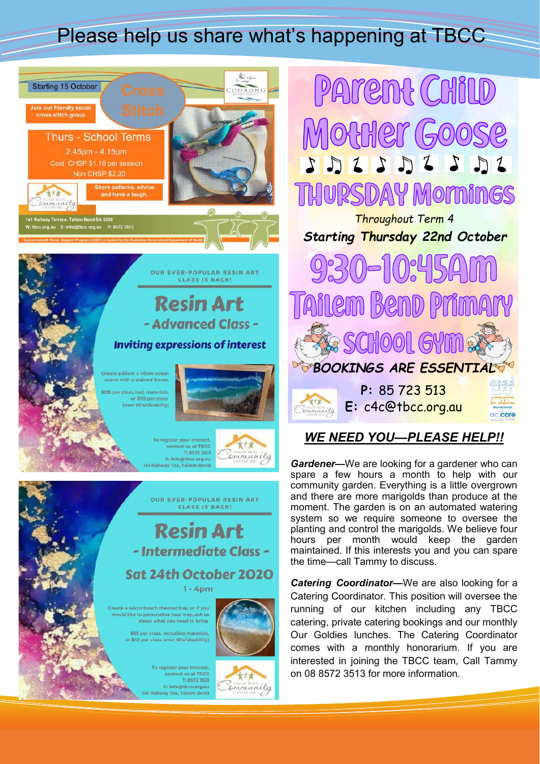# Please help us share what's happening at TBCC

Starting 15 October

**Cross Stitch**

Join our friendly social cross stitch group

Thurs - School Terms

2.45pm - 4.15pm

Cost CHSP $1.10 per session

Non CHSP $2.20

Share patterns, advice and have a laugh.

141 Railway Terrace, Tailem Bend SA 5260

W: tbcc.org.au E: info@tbcc.org.au P: 8572 3513

Commonwealth Home Support Program (CHSP) is funded by the Australian Government Department of Health

OUR EVER-POPULAR RESIN ART CLASS IS BACK!

## Resin Art

### - Advanced Class -

**Inviting expressions of interest**

Create a 60cm x 40cm ocean scene with a stained frame.

$135 per class, incl. materials, or $115 per class (over 65's/disability)

To register your interest, contact us at TBCC

T: 8572 3513

E: info@tbcc.org.au

141 Railway Tce, Tailem Bend

OUR EVER-POPULAR RESIN ART CLASS IS BACK!

## Resin Art

### - Intermediate Class -

**Sat 24th October 2020**

1 - 4pm

Create a 44cm beach themed tray, or if you would like to personalise your tray, ask us about what you need to bring.

$65 per class, including materials, or $45 per class (over 65's/disability)

To register your interest, contact us at TBCC

T: 8572 3513

E: info@tbcc.org.au

141 Railway Tce, Tailem Bend

## Parent Child Mother Goose

## Thursday Mornings

*Throughout Term 4*

***Starting Thursday 22nd October***

**9:30-10:45am**

**Tailem Bend Primary School Gym**

***BOOKINGS ARE ESSENTIAL***

**P:** 85 723 513

**E:** c4c@tbcc.org.au

## WE NEED YOU—PLEASE HELP!!

***Gardener***—We are looking for a gardener who can spare a few hours a month to help with our community garden. Everything is a little overgrown and there are more marigolds than produce at the moment. The garden is on an automated watering system so we require someone to oversee the planting and control the marigolds. We believe four hours per month would keep the garden maintained. If this interests you and you can spare the time—call Tammy to discuss.

***Catering Coordinator***—We are also looking for a Catering Coordinator. This position will oversee the running of our kitchen including any TBCC catering, private catering bookings and our monthly Our Goldies lunches. The Catering Coordinator comes with a monthly honorarium. If you are interested in joining the TBCC team, Call Tammy on 08 8572 3513 for more information.